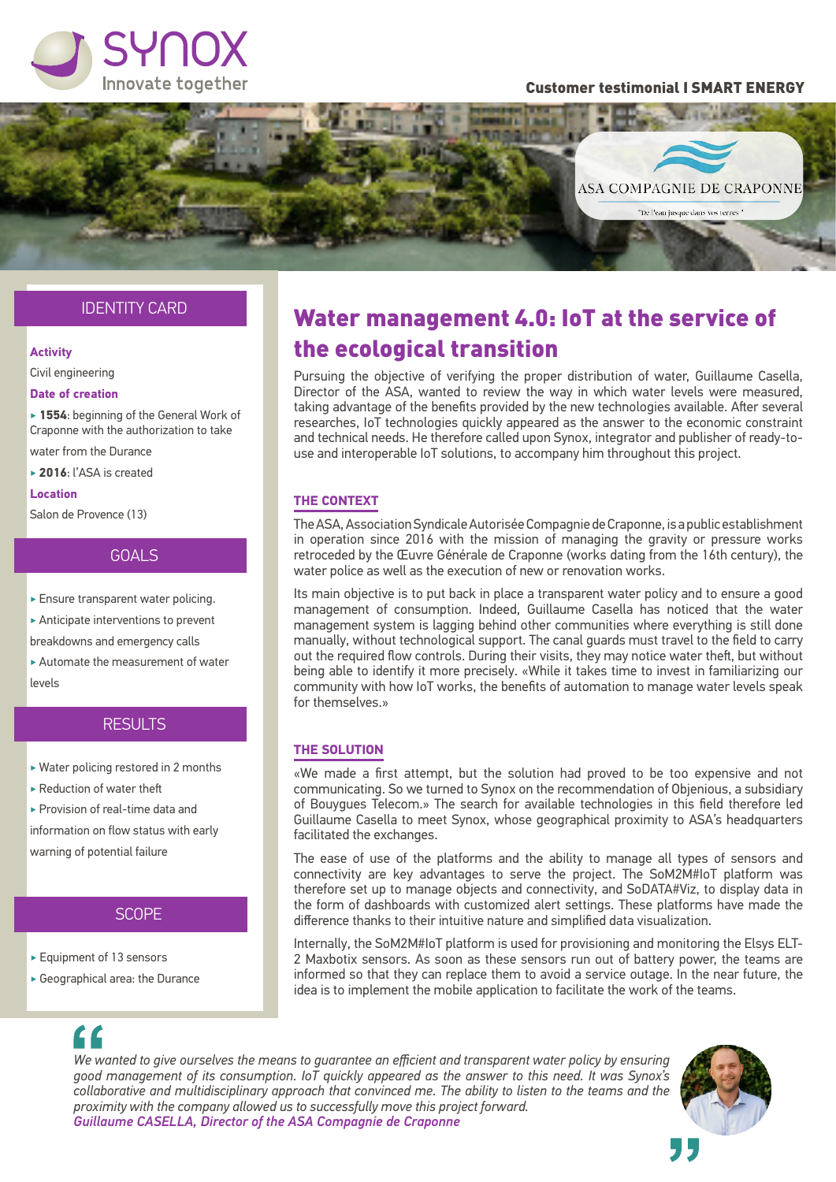SYNOX
Innovate together

**Customer testimonial I SMART ENERGY**

ASA COMPAGNIE DE CRAPONNE
"De l'eau jusque dans vos terres"

## IDENTITY CARD

**Activity**

Civil engineering

**Date of creation**

- **1554**: beginning of the General Work of Craponne with the authorization to take water from the Durance
- **2016**: l'ASA is created

**Location**

Salon de Provence (13)

## GOALS

- Ensure transparent water policing.
- Anticipate interventions to prevent breakdowns and emergency calls
- Automate the measurement of water levels

## RESULTS

- Water policing restored in 2 months
- Reduction of water theft
- Provision of real-time data and information on flow status with early warning of potential failure

## SCOPE

- Equipment of 13 sensors
- Geographical area: the Durance

# Water management 4.0: IoT at the service of the ecological transition

Pursuing the objective of verifying the proper distribution of water, Guillaume Casella, Director of the ASA, wanted to review the way in which water levels were measured, taking advantage of the benefits provided by the new technologies available. After several researches, IoT technologies quickly appeared as the answer to the economic constraint and technical needs. He therefore called upon Synox, integrator and publisher of ready-to-use and interoperable IoT solutions, to accompany him throughout this project.

## THE CONTEXT

The ASA, Association Syndicale Autorisée Compagnie de Craponne, is a public establishment in operation since 2016 with the mission of managing the gravity or pressure works retroceded by the Œuvre Générale de Craponne (works dating from the 16th century), the water police as well as the execution of new or renovation works.

Its main objective is to put back in place a transparent water policy and to ensure a good management of consumption. Indeed, Guillaume Casella has noticed that the water management system is lagging behind other communities where everything is still done manually, without technological support. The canal guards must travel to the field to carry out the required flow controls. During their visits, they may notice water theft, but without being able to identify it more precisely. «While it takes time to invest in familiarizing our community with how IoT works, the benefits of automation to manage water levels speak for themselves.»

## THE SOLUTION

«We made a first attempt, but the solution had proved to be too expensive and not communicating. So we turned to Synox on the recommendation of Objenious, a subsidiary of Bouygues Telecom.» The search for available technologies in this field therefore led Guillaume Casella to meet Synox, whose geographical proximity to ASA's headquarters facilitated the exchanges.

The ease of use of the platforms and the ability to manage all types of sensors and connectivity are key advantages to serve the project. The SoM2M#IoT platform was therefore set up to manage objects and connectivity, and SoDATA#Viz, to display data in the form of dashboards with customized alert settings. These platforms have made the difference thanks to their intuitive nature and simplified data visualization.

Internally, the SoM2M#IoT platform is used for provisioning and monitoring the Elsys ELT-2 Maxbotix sensors. As soon as these sensors run out of battery power, the teams are informed so that they can replace them to avoid a service outage. In the near future, the idea is to implement the mobile application to facilitate the work of the teams.

> *We wanted to give ourselves the means to guarantee an efficient and transparent water policy by ensuring good management of its consumption. IoT quickly appeared as the answer to this need. It was Synox's collaborative and multidisciplinary approach that convinced me. The ability to listen to the teams and the proximity with the company allowed us to successfully move this project forward.*
> ***Guillaume CASELLA, Director of the ASA Compagnie de Craponne***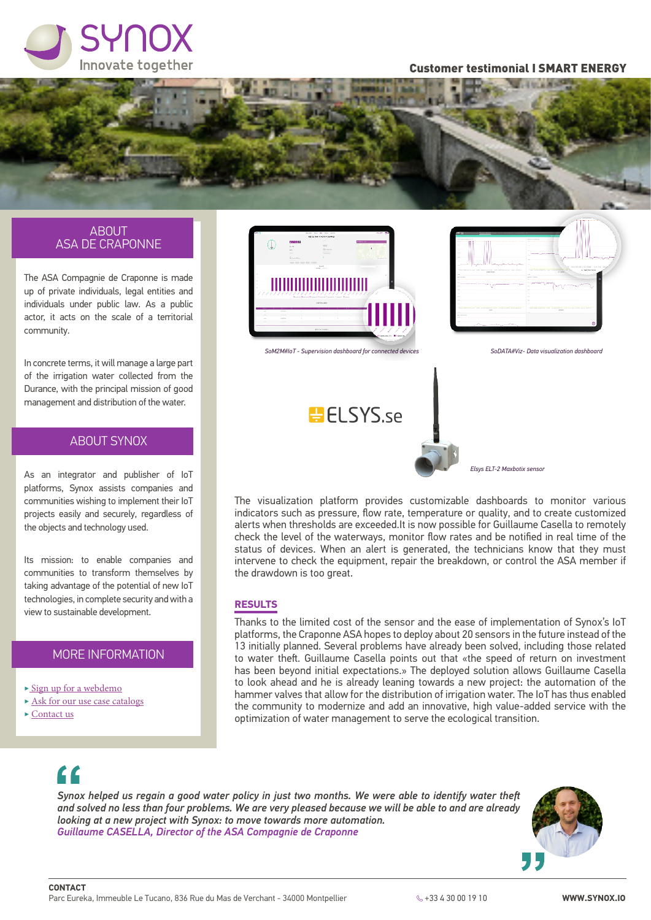Customer testimonial I SMART ENERGY

## ABOUT ASA DE CRAPONNE

The ASA Compagnie de Craponne is made up of private individuals, legal entities and individuals under public law. As a public actor, it acts on the scale of a territorial community.

In concrete terms, it will manage a large part of the irrigation water collected from the Durance, with the principal mission of good management and distribution of the water.

## ABOUT SYNOX

As an integrator and publisher of IoT platforms, Synox assists companies and communities wishing to implement their IoT projects easily and securely, regardless of the objects and technology used.

Its mission: to enable companies and communities to transform themselves by taking advantage of the potential of new IoT technologies, in complete security and with a view to sustainable development.

## MORE INFORMATION

- Sign up for a webdemo
- Ask for our use case catalogs
- Contact us

*SoM2M#IoT - Supervision dashboard for connected devices*

*SoDATA#Viz- Data visualization dashboard*

*Elsys ELT-2 Maxbotix sensor*

The visualization platform provides customizable dashboards to monitor various indicators such as pressure, flow rate, temperature or quality, and to create customized alerts when thresholds are exceeded.It is now possible for Guillaume Casella to remotely check the level of the waterways, monitor flow rates and be notified in real time of the status of devices. When an alert is generated, the technicians know that they must intervene to check the equipment, repair the breakdown, or control the ASA member if the drawdown is too great.

## RESULTS

Thanks to the limited cost of the sensor and the ease of implementation of Synox's IoT platforms, the Craponne ASA hopes to deploy about 20 sensors in the future instead of the 13 initially planned. Several problems have already been solved, including those related to water theft. Guillaume Casella points out that «the speed of return on investment has been beyond initial expectations.» The deployed solution allows Guillaume Casella to look ahead and he is already leaning towards a new project: the automation of the hammer valves that allow for the distribution of irrigation water. The IoT has thus enabled the community to modernize and add an innovative, high value-added service with the optimization of water management to serve the ecological transition.

> ***Synox helped us regain a good water policy in just two months. We were able to identify water theft and solved no less than four problems. We are very pleased because we will be able to and are already looking at a new project with Synox: to move towards more automation.***
> ***Guillaume CASELLA, Director of the ASA Compagnie de Craponne***

**CONTACT**
Parc Eureka, Immeuble Le Tucano, 836 Rue du Mas de Verchant - 34000 Montpellier

+33 4 30 00 19 10

**WWW.SYNOX.IO**